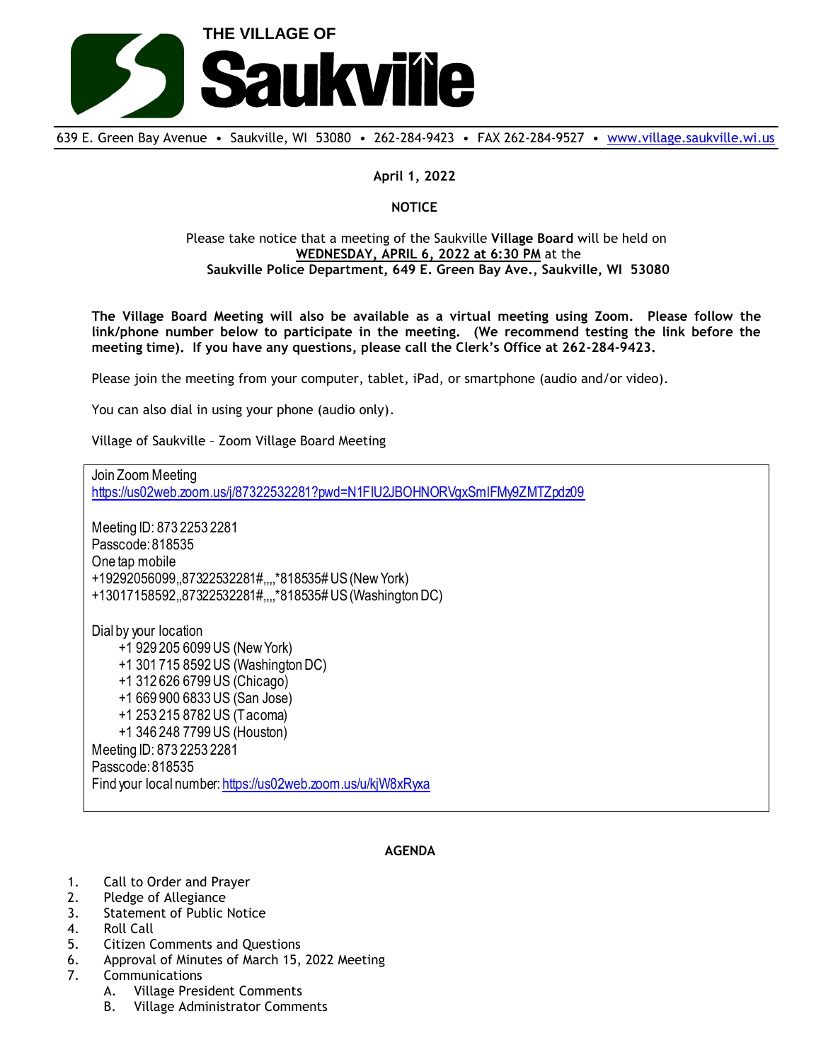# THE VILLAGE OF Saukville

639 E. Green Bay Avenue • Saukville, WI 53080 • 262-284-9423 • FAX 262-284-9527 • www.village.saukville.wi.us

**April 1, 2022**

**NOTICE**

Please take notice that a meeting of the Saukville **Village Board** will be held on **WEDNESDAY, APRIL 6, 2022 at 6:30 PM** at the **Saukville Police Department, 649 E. Green Bay Ave., Saukville, WI 53080**

**The Village Board Meeting will also be available as a virtual meeting using Zoom. Please follow the link/phone number below to participate in the meeting. (We recommend testing the link before the meeting time). If you have any questions, please call the Clerk's Office at 262-284-9423.**

Please join the meeting from your computer, tablet, iPad, or smartphone (audio and/or video).

You can also dial in using your phone (audio only).

Village of Saukville – Zoom Village Board Meeting

Join Zoom Meeting
https://us02web.zoom.us/j/87322532281?pwd=N1FIU2JBOHNORVgxSmIFMy9ZMTZpdz09

Meeting ID: 873 2253 2281
Passcode: 818535
One tap mobile
+19292056099,,87322532281#,,,,*818535# US (New York)
+13017158592,,87322532281#,,,,*818535# US (Washington DC)

Dial by your location
- +1 929 205 6099 US (New York)
- +1 301 715 8592 US (Washington DC)
- +1 312 626 6799 US (Chicago)
- +1 669 900 6833 US (San Jose)
- +1 253 215 8782 US (Tacoma)
- +1 346 248 7799 US (Houston)

Meeting ID: 873 2253 2281
Passcode: 818535
Find your local number: https://us02web.zoom.us/u/kjW8xRyxa

**AGENDA**

1. Call to Order and Prayer
2. Pledge of Allegiance
3. Statement of Public Notice
4. Roll Call
5. Citizen Comments and Questions
6. Approval of Minutes of March 15, 2022 Meeting
7. Communications
   A. Village President Comments
   B. Village Administrator Comments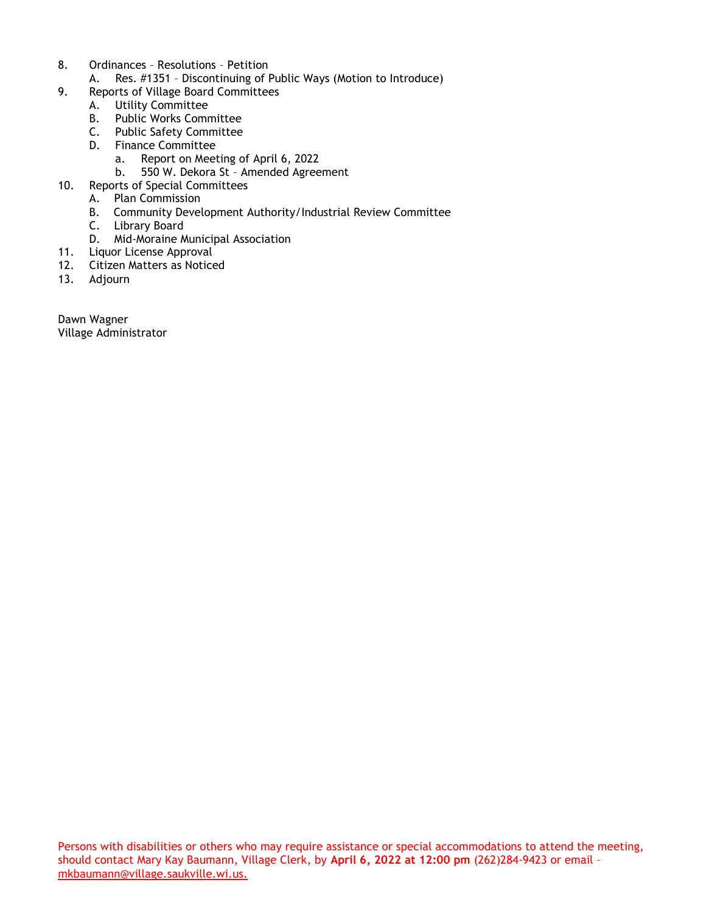8. Ordinances – Resolutions – Petition
   A. Res. #1351 – Discontinuing of Public Ways (Motion to Introduce)
9. Reports of Village Board Committees
   A. Utility Committee
   B. Public Works Committee
   C. Public Safety Committee
   D. Finance Committee
      a. Report on Meeting of April 6, 2022
      b. 550 W. Dekora St – Amended Agreement
10. Reports of Special Committees
    A. Plan Commission
    B. Community Development Authority/Industrial Review Committee
    C. Library Board
    D. Mid-Moraine Municipal Association
11. Liquor License Approval
12. Citizen Matters as Noticed
13. Adjourn

Dawn Wagner
Village Administrator

Persons with disabilities or others who may require assistance or special accommodations to attend the meeting, should contact Mary Kay Baumann, Village Clerk, by **April 6, 2022 at 12:00 pm** (262)284-9423 or email – mkbaumann@village.saukville.wi.us.